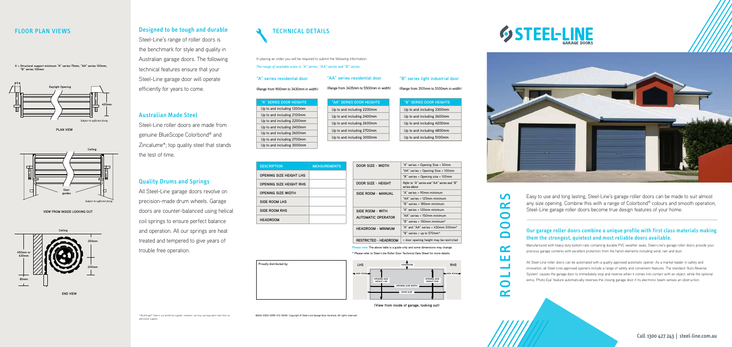## FLOOR PLAN VIEWS

X = Structural support minimum "A" series 75mm, "AA" series 100mm, "B" series 100mm

Daylight Opening

430mm

*Subject to sufficient fixing*

PLAN VIEW

Ceiling

Door guides

*Subject to sufficient fixing*

VIEW FROM INSIDE LOOKING OUT

Ceiling

250mm

450mm or 630mm

200mm

80mm

END VIEW

## Designed to be tough and durable

Steel-Line's range of roller doors is the benchmark for style and quality in Australian garage doors. The following technical features ensure that your Steel-Line garage door will operate efficiently for years to come.

## Australian Made Steel

Steel-Line roller doors are made from genuine BlueScope Colorbond® and Zincalume*; top quality steel that stands the test of time.

## Quality Drums and Springs

All Steel-Line garage doors revolve on precision-made drum wheels. Garage doors are counter-balanced using helical coil springs to ensure perfect balance and operation. All our springs are heat treated and tempered to give years of trouble free operation.

\* BlueScope® Steel is our preferred supplier. However, we may use equivalent steel from an alternative supplier.

## TECHNICAL DETAILS

In placing an order you will be required to submit the following information.

*The range of available sizes in "A" series, "AA" series and "B" series:*

### "A" series residential door

(Range from 900mm to 3430mm in width)

| "A" SERIES DOOR HEIGHTS |
|---|
| Up to and including 1200mm |
| Up to and including 2100mm |
| Up to and including 2200mm |
| Up to and including 2400mm |
| Up to and including 2600mm |
| Up to and including 2700mm |
| Up to and including 3000mm |

### "AA" series residential door

(Range from 3435mm to 5500mm in width)

| "AA" SERIES DOOR HEIGHTS |
|---|
| Up to and including 2200mm |
| Up to and including 2400mm |
| Up to and including 2600mm |
| Up to and including 2700mm |
| Up to and including 3000mm |

### "B" series light industrial door

(Range from 3101mm to 5100mm in width)

| "B" SERIES DOOR HEIGHTS |
|---|
| Up to and including 3300mm |
| Up to and including 3600mm |
| Up to and including 4200mm |
| Up to and including 4800mm |
| Up to and including 5100mm |

| DESCRIPTION | MEASUREMENTS |
|---|---|
| OPENING SIZE HEIGHT LHS | |
| OPENING SIZE HEIGHT RHS | |
| OPENING SIZE WIDTH | |
| SIDE ROOM LHS | |
| SIDE ROOM RHS | |
| HEADROOM | |

| | |
|---|---|
| DOOR SIZE - WIDTH | "A" series = Opening Size + 50mm |
| | "AA" series = Opening Size + 100mm |
| | "B" series = Opening size + 100mm |
| DOOR SIZE - HEIGHT | *Refer to "A" series and "AA" series and "B" series above* |
| SIDE ROOM - MANUAL | "A" series = 90mm minimum |
| | "AA" series = 125mm minimum |
| | "B" series = 185mm minimum |
| SIDE ROOM - WITH AUTOMATIC OPERATOR | "A" series = 120mm minimum |
| | "AA" series = 150mm minimum |
| | "B" series = 150mm minimum* |
| HEADROOM - MINIMUM | "A" and "AA" series = 430mm-510mm* |
| | "B" series = up to 570mm* |
| RESTRICTED - HEADROOM | = door opening height may be restricted |

**Please note:** The above table is a guide only and some dimensions may change.

\* Please refer to Steel-Line Roller Door Technical Data Sheet for more details.

Proudly distributed by:

LHS — HEADROOM — RHS — SIDE ROOM — OPENING SIZE HEIGHT LHS — OPENING SIZE HEIGHT RHS — OPENING SIZE WIDTH — DOOR SIZE — SIDE ROOM

(View from inside of garage, looking out)

MD02-0305-02RD-V12 (06/18) Copyright © Steel-Line Garage Door Australia. All rights reserved.

# STEEL-LINE GARAGE DOORS

# ROLLER DOORS

Easy to use and long lasting, Steel-Line's garage roller doors can be made to suit almost any size opening. Combine this with a range of Colorbond® colours and smooth operation, Steel-Line garage roller doors become true design features of your home.

## Our garage roller doors combine a unique profile with first class materials making them the strongest, quietest and most reliable doors available.

Manufactured with heavy duty bottom rails containing durable PVC weather seals, Steel-Line's garage roller doors provide your precious garage contents with excellent protection from the harsh elements including wind, rain and dust.

All Steel-Line roller doors can be automated with a quality approved automatic opener. As a market leader in safety and innovation, all Steel-Line approved openers include a range of safety and convenient features. The standard 'Auto Reverse System' causes the garage door to immediately stop and reverse when it comes into contact with an object, while the optional extra, 'Photo Eye' feature automatically reverses the closing garage door if its electronic beam senses an obstruction.

Call 1300 427 243 | steel-line.com.au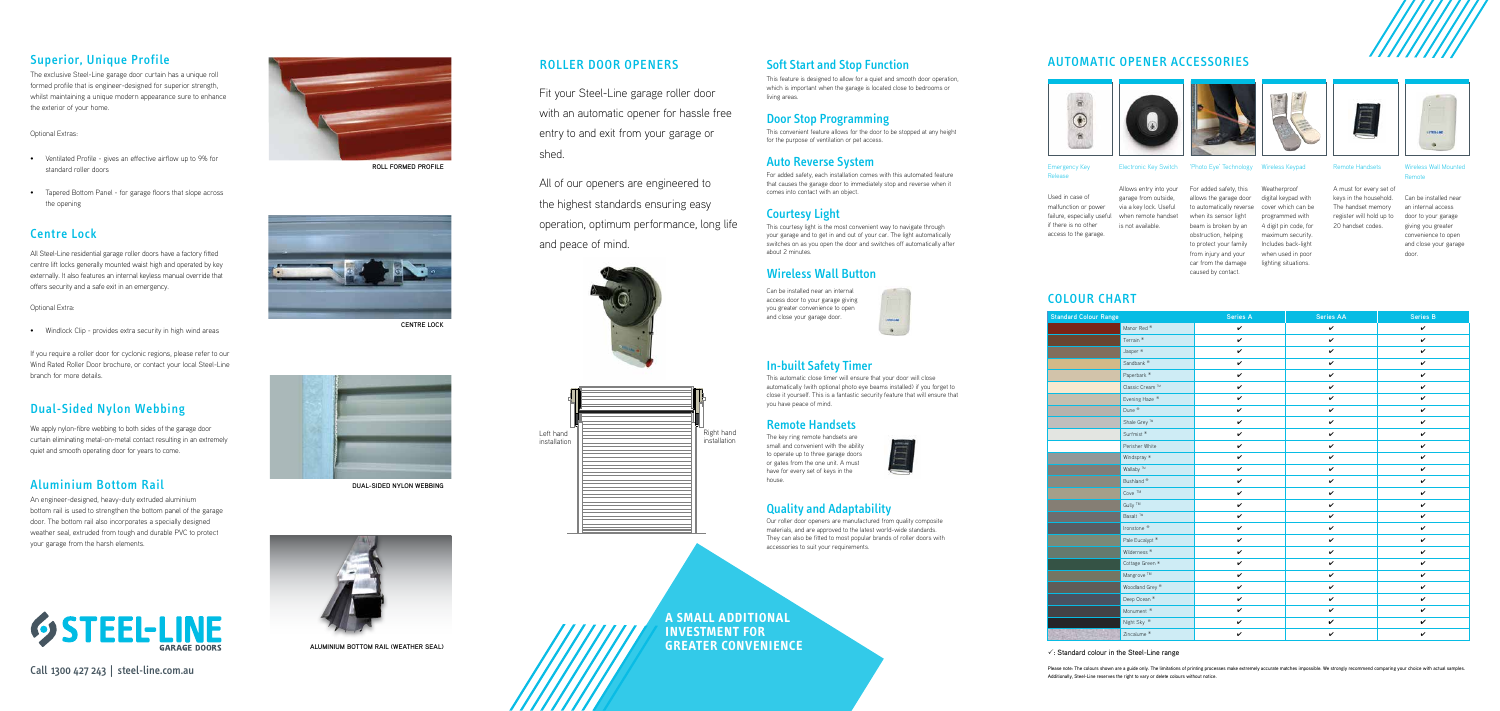## Superior, Unique Profile

The exclusive Steel-Line garage door curtain has a unique roll formed profile that is engineer-designed for superior strength, whilst maintaining a unique modern appearance sure to enhance the exterior of your home.

Optional Extras:

- Ventilated Profile - gives an effective airflow up to 9% for standard roller doors
- Tapered Bottom Panel - for garage floors that slope across the opening

ROLL FORMED PROFILE

## Centre Lock

All Steel-Line residential garage roller doors have a factory fitted centre lift locks generally mounted waist high and operated by key externally. It also features an internal keyless manual override that offers security and a safe exit in an emergency.

Optional Extra:

- Windlock Clip - provides extra security in high wind areas

If you require a roller door for cyclonic regions, please refer to our Wind Rated Roller Door brochure, or contact your local Steel-Line branch for more details.

CENTRE LOCK

## Dual-Sided Nylon Webbing

We apply nylon-fibre webbing to both sides of the garage door curtain eliminating metal-on-metal contact resulting in an extremely quiet and smooth operating door for years to come.

DUAL-SIDED NYLON WEBBING

## Aluminium Bottom Rail

An engineer-designed, heavy-duty extruded aluminium bottom rail is used to strengthen the bottom panel of the garage door. The bottom rail also incorporates a specially designed weather seal, extruded from tough and durable PVC to protect your garage from the harsh elements.

ALUMINIUM BOTTOM RAIL (WEATHER SEAL)

STEEL-LINE GARAGE DOORS

Call 1300 427 243 | steel-line.com.au

## ROLLER DOOR OPENERS

Fit your Steel-Line garage roller door with an automatic opener for hassle free entry to and exit from your garage or shed.

All of our openers are engineered to the highest standards ensuring easy operation, optimum performance, long life and peace of mind.

Left hand installation

Right hand installation

## Soft Start and Stop Function

This feature is designed to allow for a quiet and smooth door operation, which is important when the garage is located close to bedrooms or living areas.

## Door Stop Programming

This convenient feature allows for the door to be stopped at any height for the purpose of ventilation or pet access.

## Auto Reverse System

For added safety, each installation comes with this automated feature that causes the garage door to immediately stop and reverse when it comes into contact with an object.

## Courtesy Light

This courtesy light is the most convenient way to navigate through your garage and to get in and out of your car. The light automatically switches on as you open the door and switches off automatically after about 2 minutes.

## Wireless Wall Button

Can be installed near an internal access door to your garage giving you greater convenience to open and close your garage door.

## In-built Safety Timer

This automatic close timer will ensure that your door will close automatically (with optional photo eye beams installed) if you forget to close it yourself. This is a fantastic security feature that will ensure that you have peace of mind.

## Remote Handsets

The key ring remote handsets are small and convenient with the ability to operate up to three garage doors or gates from the one unit. A must have for every set of keys in the house.

## Quality and Adaptability

Our roller door openers are manufactured from quality composite materials, and are approved to the latest world-wide standards. They can also be fitted to most popular brands of roller doors with accessories to suit your requirements.

**A SMALL ADDITIONAL INVESTMENT FOR GREATER CONVENIENCE**

## AUTOMATIC OPENER ACCESSORIES

**Emergency Key Release**
Used in case of malfunction or power failure, especially useful if there is no other access to the garage.

**Electronic Key Switch**
Allows entry into your garage from outside, via a key lock. Useful when remote handset is not available.

**Photo Eye' Technology**
For added safety, this allows the garage door to automatically reverse when its sensor light beam is broken by an obstruction, helping to protect your family from injury and your car from the damage caused by contact.

**Wireless Keypad**
Weatherproof digital keypad with cover which can be programmed with 4 digit pin code, for maximum security. Includes back-light when used in poor lighting situations.

**Remote Handsets**
A must for every set of keys in the household. The handset memory register will hold up to 20 handset codes.

**Wireless Wall Mounted Remote**
Can be installed near an internal access door to your garage giving you greater convenience to open and close your garage door.

## COLOUR CHART

| Standard Colour Range | Series A | Series AA | Series B |
|---|---|---|---|
| Manor Red ® | ✔ | ✔ | ✔ |
| Terrain ® | ✔ | ✔ | ✔ |
| Jasper ® | ✔ | ✔ | ✔ |
| Sandbank ® | ✔ | ✔ | ✔ |
| Paperbark ® | ✔ | ✔ | ✔ |
| Classic Cream ™ | ✔ | ✔ | ✔ |
| Evening Haze ® | ✔ | ✔ | ✔ |
| Dune ® | ✔ | ✔ | ✔ |
| Shale Grey ™ | ✔ | ✔ | ✔ |
| Surfmist ® | ✔ | ✔ | ✔ |
| Pensher White | ✔ | ✔ | ✔ |
| Windspray ® | ✔ | ✔ | ✔ |
| Wallaby ™ | ✔ | ✔ | ✔ |
| Bushland ® | ✔ | ✔ | ✔ |
| Cove ™ | ✔ | ✔ | ✔ |
| Gully ™ | ✔ | ✔ | ✔ |
| Basalt ™ | ✔ | ✔ | ✔ |
| Ironstone ® | ✔ | ✔ | ✔ |
| Pale Eucalypt ® | ✔ | ✔ | ✔ |
| Wilderness ® | ✔ | ✔ | ✔ |
| Cottage Green ® | ✔ | ✔ | ✔ |
| Mangrove ™ | ✔ | ✔ | ✔ |
| Woodland Grey ® | ✔ | ✔ | ✔ |
| Deep Ocean ® | ✔ | ✔ | ✔ |
| Monument ® | ✔ | ✔ | ✔ |
| Night Sky ® | ✔ | ✔ | ✔ |
| Zincalume ® | ✔ | ✔ | ✔ |

✔: Standard colour in the Steel-Line range

Please note: The colours shown are a guide only. The limitations of printing processes make extremely accurate matches impossible. We strongly recommend comparing your choice with actual samples. Additionally, Steel-Line reserves the right to vary or delete colours without notice.